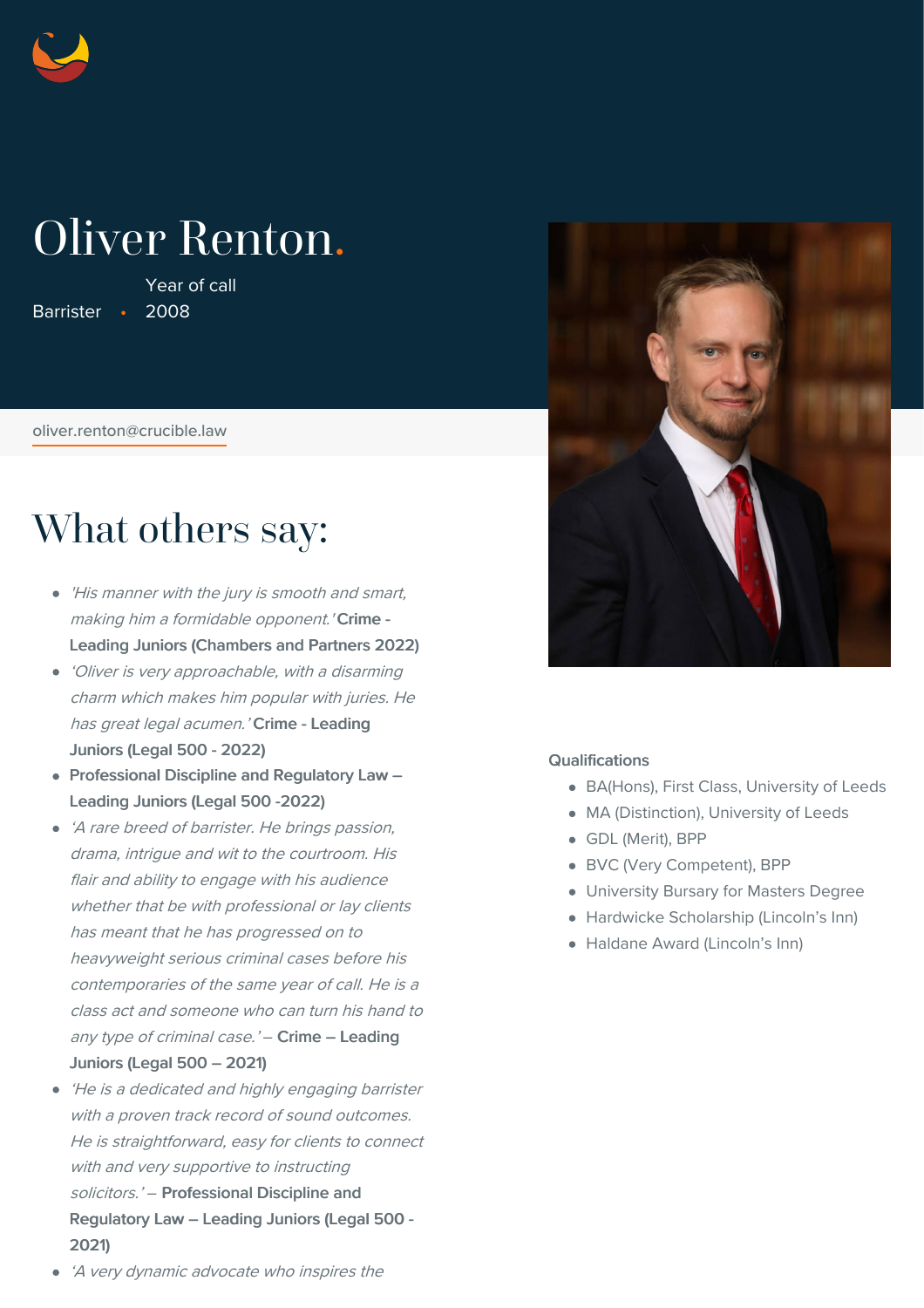# Oliver Renton.

Barrister • Year of call 2008

oliver.renton@crucible.law

## What others say:

- *'His manner with the jury is smooth and smart, making him a formidable opponent.'* **Crime - Leading Juniors (Chambers and Partners 2022)**
- *'Oliver is very approachable, with a disarming charm which makes him popular with juries. He has great legal acumen.'* **Crime - Leading Juniors (Legal 500 - 2022)**
- **Professional Discipline and Regulatory Law – Leading Juniors (Legal 500 -2022)**
- *'A rare breed of barrister. He brings passion, drama, intrigue and wit to the courtroom. His flair and ability to engage with his audience whether that be with professional or lay clients has meant that he has progressed on to heavyweight serious criminal cases before his contemporaries of the same year of call. He is a class act and someone who can turn his hand to any type of criminal case.'* – **Crime – Leading Juniors (Legal 500 – 2021)**
- *'He is a dedicated and highly engaging barrister with a proven track record of sound outcomes. He is straightforward, easy for clients to connect with and very supportive to instructing solicitors.'* – **Professional Discipline and Regulatory Law – Leading Juniors (Legal 500 - 2021)**
- *'A very dynamic advocate who inspires the*

### Qualifications

- BA(Hons), First Class, University of Leeds
- MA (Distinction), University of Leeds
- GDL (Merit), BPP
- BVC (Very Competent), BPP
- University Bursary for Masters Degree
- Hardwicke Scholarship (Lincoln's Inn)
- Haldane Award (Lincoln's Inn)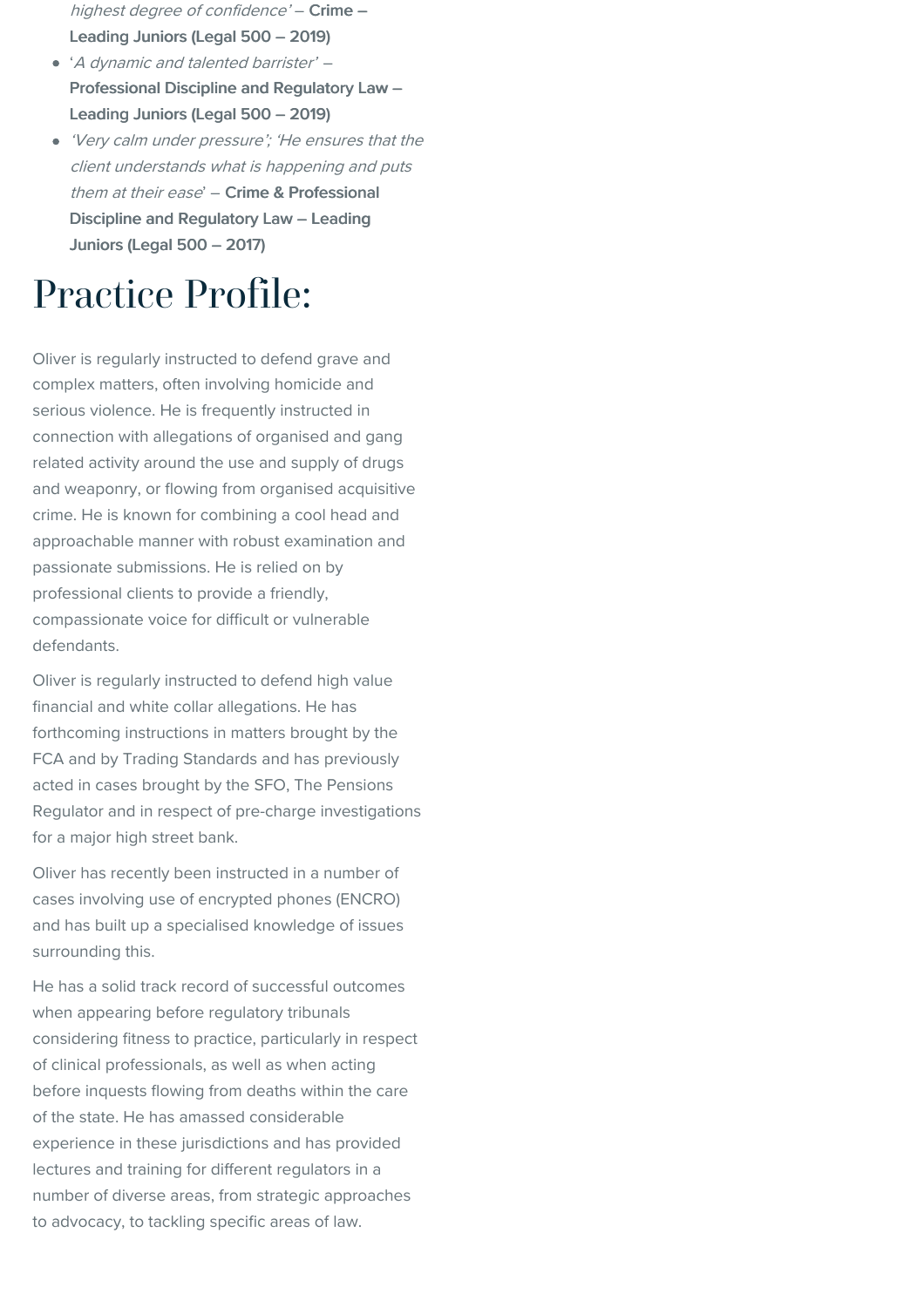*highest degree of confidence'* – **Crime – Leading Juniors (Legal 500 – 2019)**

- '*A dynamic and talented barrister'* – **Professional Discipline and Regulatory Law – Leading Juniors (Legal 500 – 2019)**
- *'Very calm under pressure'; 'He ensures that the client understands what is happening and puts them at their ease*' – **Crime & Professional Discipline and Regulatory Law – Leading Juniors (Legal 500 – 2017)**

# Practice Profile:

Oliver is regularly instructed to defend grave and complex matters, often involving homicide and serious violence. He is frequently instructed in connection with allegations of organised and gang related activity around the use and supply of drugs and weaponry, or flowing from organised acquisitive crime. He is known for combining a cool head and approachable manner with robust examination and passionate submissions. He is relied on by professional clients to provide a friendly, compassionate voice for difficult or vulnerable defendants.

Oliver is regularly instructed to defend high value financial and white collar allegations. He has forthcoming instructions in matters brought by the FCA and by Trading Standards and has previously acted in cases brought by the SFO, The Pensions Regulator and in respect of pre-charge investigations for a major high street bank.

Oliver has recently been instructed in a number of cases involving use of encrypted phones (ENCRO) and has built up a specialised knowledge of issues surrounding this.

He has a solid track record of successful outcomes when appearing before regulatory tribunals considering fitness to practice, particularly in respect of clinical professionals, as well as when acting before inquests flowing from deaths within the care of the state. He has amassed considerable experience in these jurisdictions and has provided lectures and training for different regulators in a number of diverse areas, from strategic approaches to advocacy, to tackling specific areas of law.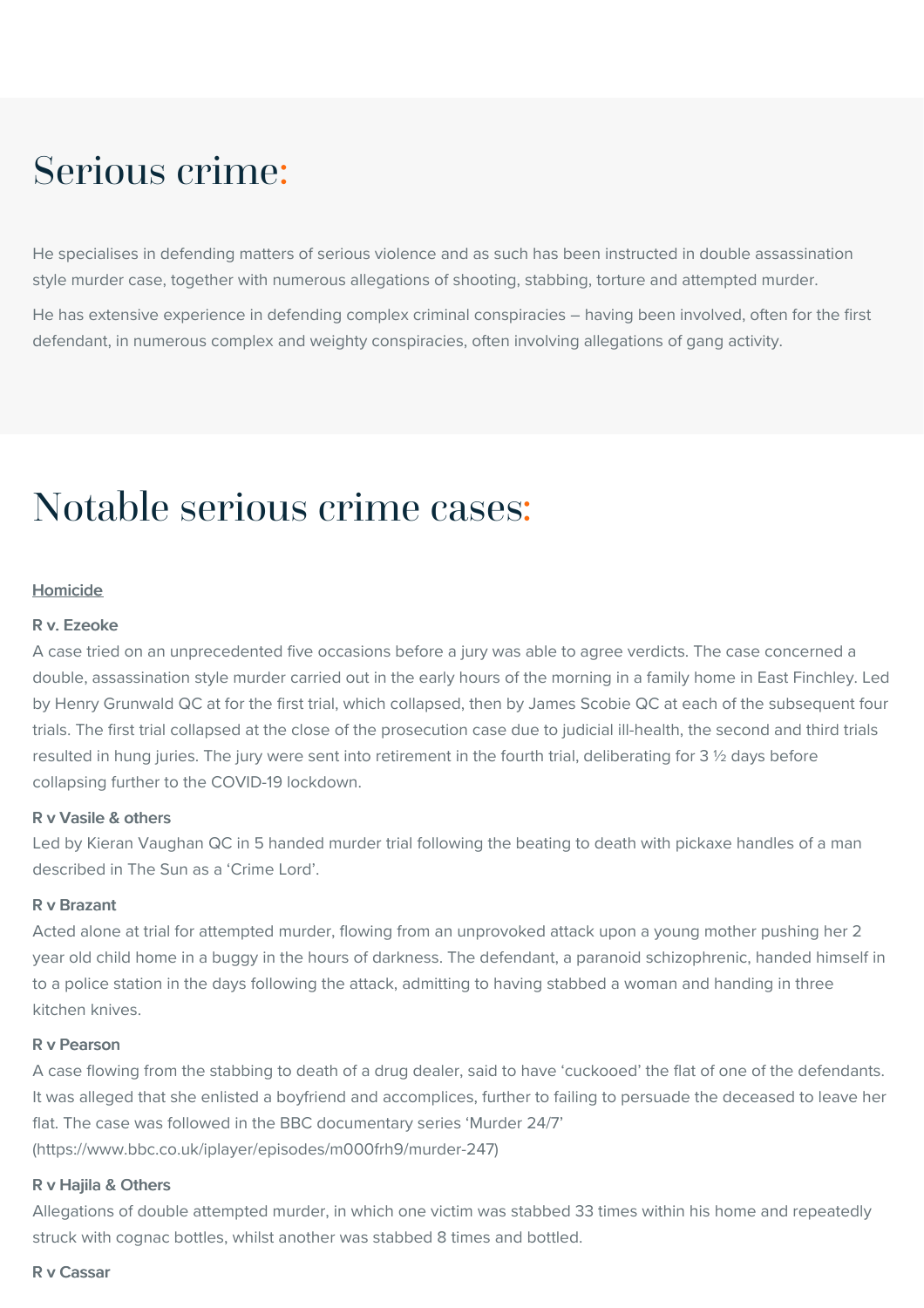# Serious crime:

He specialises in defending matters of serious violence and as such has been instructed in double assassination style murder case, together with numerous allegations of shooting, stabbing, torture and attempted murder.

He has extensive experience in defending complex criminal conspiracies – having been involved, often for the first defendant, in numerous complex and weighty conspiracies, often involving allegations of gang activity.

# Notable serious crime cases:

**Homicide**

**R v. Ezeoke**

A case tried on an unprecedented five occasions before a jury was able to agree verdicts. The case concerned a double, assassination style murder carried out in the early hours of the morning in a family home in East Finchley. Led by Henry Grunwald QC at for the first trial, which collapsed, then by James Scobie QC at each of the subsequent four trials. The first trial collapsed at the close of the prosecution case due to judicial ill-health, the second and third trials resulted in hung juries. The jury were sent into retirement in the fourth trial, deliberating for 3 ½ days before collapsing further to the COVID-19 lockdown.

**R v Vasile & others**

Led by Kieran Vaughan QC in 5 handed murder trial following the beating to death with pickaxe handles of a man described in The Sun as a 'Crime Lord'.

**R v Brazant**

Acted alone at trial for attempted murder, flowing from an unprovoked attack upon a young mother pushing her 2 year old child home in a buggy in the hours of darkness. The defendant, a paranoid schizophrenic, handed himself in to a police station in the days following the attack, admitting to having stabbed a woman and handing in three kitchen knives.

**R v Pearson**

A case flowing from the stabbing to death of a drug dealer, said to have 'cuckooed' the flat of one of the defendants. It was alleged that she enlisted a boyfriend and accomplices, further to failing to persuade the deceased to leave her flat. The case was followed in the BBC documentary series 'Murder 24/7' (https://www.bbc.co.uk/iplayer/episodes/m000frh9/murder-247)

**R v Hajila & Others**

Allegations of double attempted murder, in which one victim was stabbed 33 times within his home and repeatedly struck with cognac bottles, whilst another was stabbed 8 times and bottled.

**R v Cassar**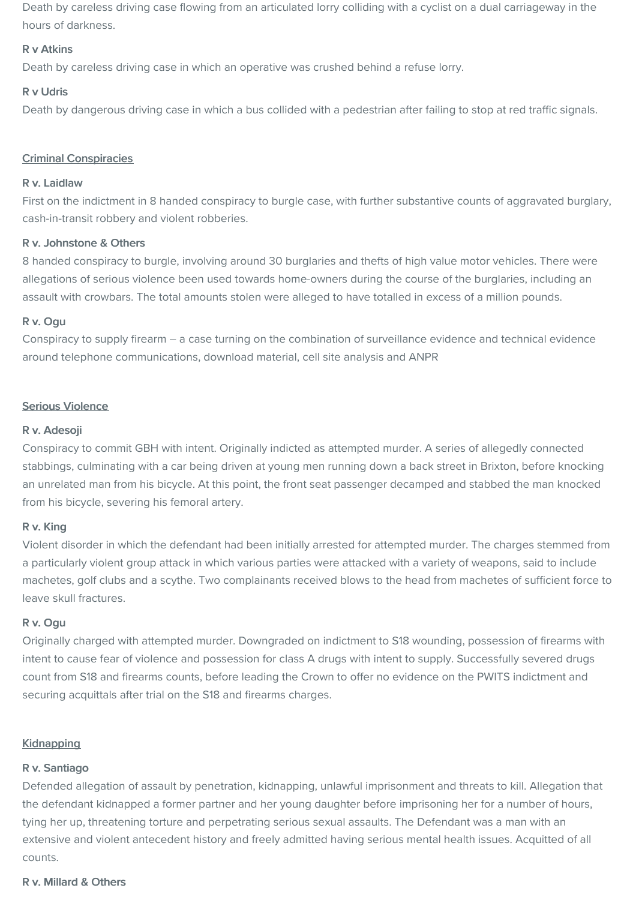Death by careless driving case flowing from an articulated lorry colliding with a cyclist on a dual carriageway in the hours of darkness.

**R v Atkins**

Death by careless driving case in which an operative was crushed behind a refuse lorry.

**R v Udris**

Death by dangerous driving case in which a bus collided with a pedestrian after failing to stop at red traffic signals.

## Criminal Conspiracies

**R v. Laidlaw**

First on the indictment in 8 handed conspiracy to burgle case, with further substantive counts of aggravated burglary, cash-in-transit robbery and violent robberies.

**R v. Johnstone & Others**

8 handed conspiracy to burgle, involving around 30 burglaries and thefts of high value motor vehicles. There were allegations of serious violence been used towards home-owners during the course of the burglaries, including an assault with crowbars. The total amounts stolen were alleged to have totalled in excess of a million pounds.

**R v. Ogu**

Conspiracy to supply firearm – a case turning on the combination of surveillance evidence and technical evidence around telephone communications, download material, cell site analysis and ANPR

## Serious Violence

**R v. Adesoji**

Conspiracy to commit GBH with intent. Originally indicted as attempted murder. A series of allegedly connected stabbings, culminating with a car being driven at young men running down a back street in Brixton, before knocking an unrelated man from his bicycle. At this point, the front seat passenger decamped and stabbed the man knocked from his bicycle, severing his femoral artery.

**R v. King**

Violent disorder in which the defendant had been initially arrested for attempted murder. The charges stemmed from a particularly violent group attack in which various parties were attacked with a variety of weapons, said to include machetes, golf clubs and a scythe. Two complainants received blows to the head from machetes of sufficient force to leave skull fractures.

**R v. Ogu**

Originally charged with attempted murder. Downgraded on indictment to S18 wounding, possession of firearms with intent to cause fear of violence and possession for class A drugs with intent to supply. Successfully severed drugs count from S18 and firearms counts, before leading the Crown to offer no evidence on the PWITS indictment and securing acquittals after trial on the S18 and firearms charges.

## Kidnapping

**R v. Santiago**

Defended allegation of assault by penetration, kidnapping, unlawful imprisonment and threats to kill. Allegation that the defendant kidnapped a former partner and her young daughter before imprisoning her for a number of hours, tying her up, threatening torture and perpetrating serious sexual assaults. The Defendant was a man with an extensive and violent antecedent history and freely admitted having serious mental health issues. Acquitted of all counts.

**R v. Millard & Others**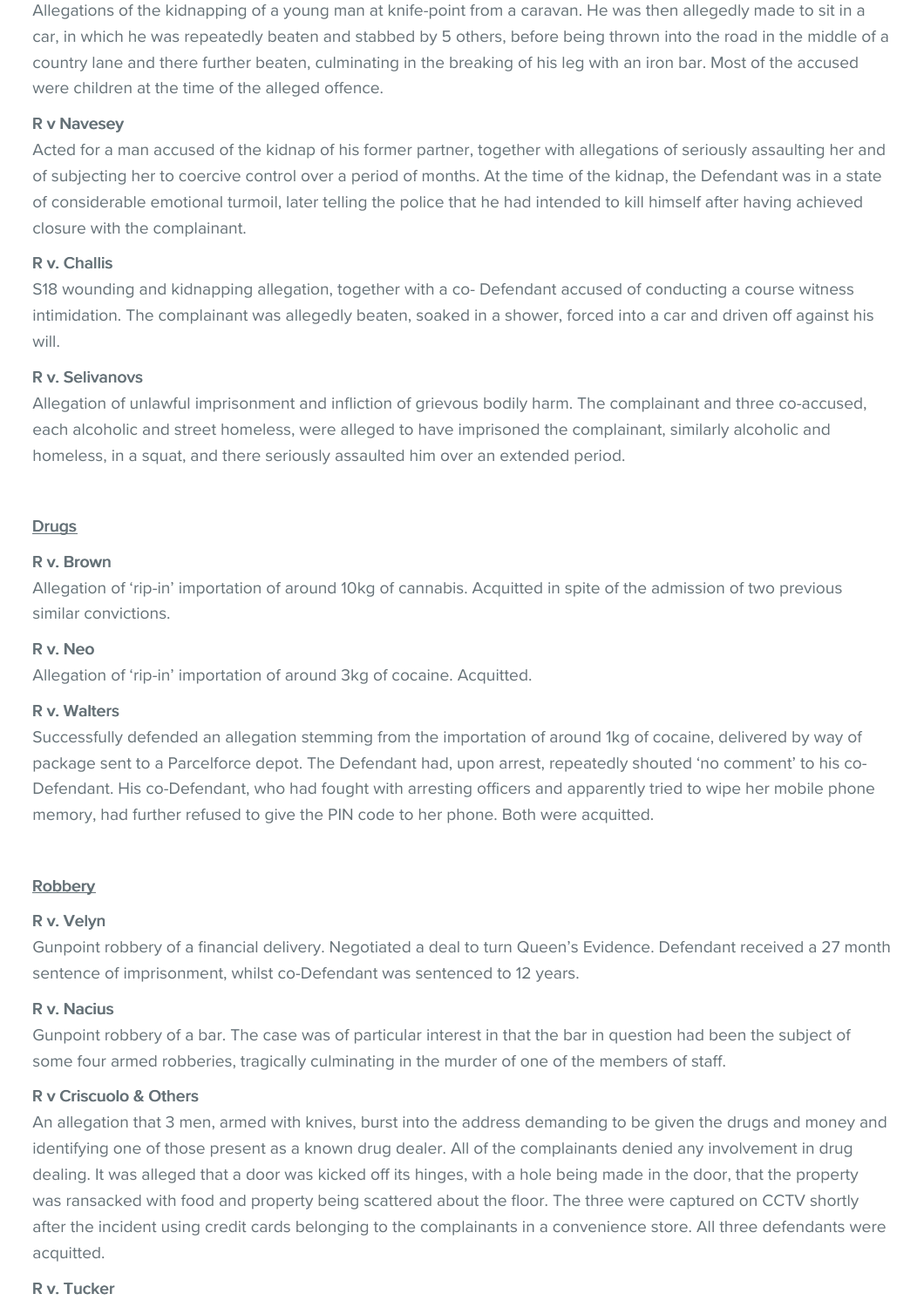Allegations of the kidnapping of a young man at knife-point from a caravan. He was then allegedly made to sit in a car, in which he was repeatedly beaten and stabbed by 5 others, before being thrown into the road in the middle of a country lane and there further beaten, culminating in the breaking of his leg with an iron bar. Most of the accused were children at the time of the alleged offence.

**R v Navesey**

Acted for a man accused of the kidnap of his former partner, together with allegations of seriously assaulting her and of subjecting her to coercive control over a period of months. At the time of the kidnap, the Defendant was in a state of considerable emotional turmoil, later telling the police that he had intended to kill himself after having achieved closure with the complainant.

**R v. Challis**

S18 wounding and kidnapping allegation, together with a co- Defendant accused of conducting a course witness intimidation. The complainant was allegedly beaten, soaked in a shower, forced into a car and driven off against his will.

**R v. Selivanovs**

Allegation of unlawful imprisonment and infliction of grievous bodily harm. The complainant and three co-accused, each alcoholic and street homeless, were alleged to have imprisoned the complainant, similarly alcoholic and homeless, in a squat, and there seriously assaulted him over an extended period.

## Drugs

**R v. Brown**

Allegation of 'rip-in' importation of around 10kg of cannabis. Acquitted in spite of the admission of two previous similar convictions.

**R v. Neo**

Allegation of 'rip-in' importation of around 3kg of cocaine. Acquitted.

**R v. Walters**

Successfully defended an allegation stemming from the importation of around 1kg of cocaine, delivered by way of package sent to a Parcelforce depot. The Defendant had, upon arrest, repeatedly shouted 'no comment' to his co-Defendant. His co-Defendant, who had fought with arresting officers and apparently tried to wipe her mobile phone memory, had further refused to give the PIN code to her phone. Both were acquitted.

## Robbery

**R v. Velyn**

Gunpoint robbery of a financial delivery. Negotiated a deal to turn Queen's Evidence. Defendant received a 27 month sentence of imprisonment, whilst co-Defendant was sentenced to 12 years.

**R v. Nacius**

Gunpoint robbery of a bar. The case was of particular interest in that the bar in question had been the subject of some four armed robberies, tragically culminating in the murder of one of the members of staff.

**R v Criscuolo & Others**

An allegation that 3 men, armed with knives, burst into the address demanding to be given the drugs and money and identifying one of those present as a known drug dealer. All of the complainants denied any involvement in drug dealing. It was alleged that a door was kicked off its hinges, with a hole being made in the door, that the property was ransacked with food and property being scattered about the floor. The three were captured on CCTV shortly after the incident using credit cards belonging to the complainants in a convenience store. All three defendants were acquitted.

**R v. Tucker**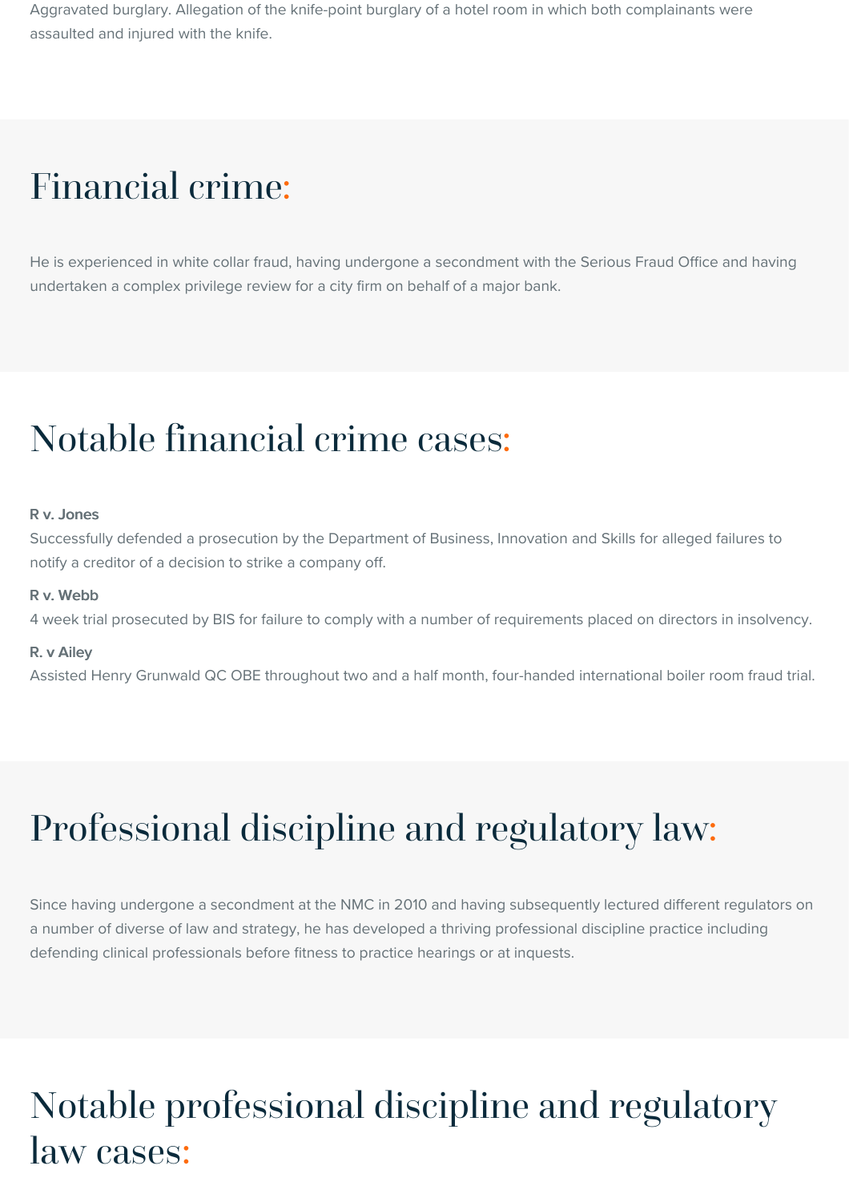Aggravated burglary. Allegation of the knife-point burglary of a hotel room in which both complainants were assaulted and injured with the knife.

## Financial crime:

He is experienced in white collar fraud, having undergone a secondment with the Serious Fraud Office and having undertaken a complex privilege review for a city firm on behalf of a major bank.

## Notable financial crime cases:

**R v. Jones**
Successfully defended a prosecution by the Department of Business, Innovation and Skills for alleged failures to notify a creditor of a decision to strike a company off.

**R v. Webb**
4 week trial prosecuted by BIS for failure to comply with a number of requirements placed on directors in insolvency.

**R. v Ailey**
Assisted Henry Grunwald QC OBE throughout two and a half month, four-handed international boiler room fraud trial.

## Professional discipline and regulatory law:

Since having undergone a secondment at the NMC in 2010 and having subsequently lectured different regulators on a number of diverse of law and strategy, he has developed a thriving professional discipline practice including defending clinical professionals before fitness to practice hearings or at inquests.

## Notable professional discipline and regulatory law cases: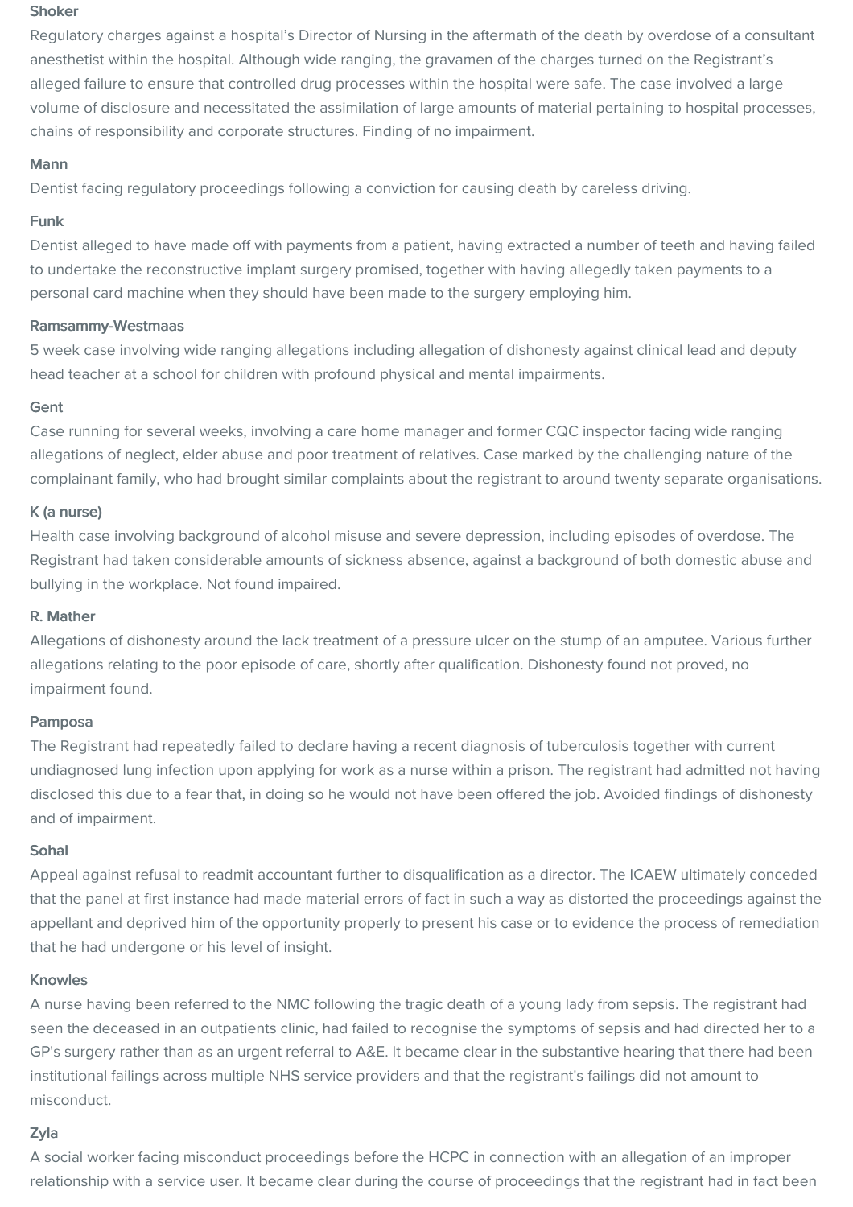### Shoker

Regulatory charges against a hospital's Director of Nursing in the aftermath of the death by overdose of a consultant anesthetist within the hospital. Although wide ranging, the gravamen of the charges turned on the Registrant's alleged failure to ensure that controlled drug processes within the hospital were safe. The case involved a large volume of disclosure and necessitated the assimilation of large amounts of material pertaining to hospital processes, chains of responsibility and corporate structures. Finding of no impairment.

### Mann

Dentist facing regulatory proceedings following a conviction for causing death by careless driving.

### Funk

Dentist alleged to have made off with payments from a patient, having extracted a number of teeth and having failed to undertake the reconstructive implant surgery promised, together with having allegedly taken payments to a personal card machine when they should have been made to the surgery employing him.

### Ramsammy-Westmaas

5 week case involving wide ranging allegations including allegation of dishonesty against clinical lead and deputy head teacher at a school for children with profound physical and mental impairments.

### Gent

Case running for several weeks, involving a care home manager and former CQC inspector facing wide ranging allegations of neglect, elder abuse and poor treatment of relatives. Case marked by the challenging nature of the complainant family, who had brought similar complaints about the registrant to around twenty separate organisations.

### K (a nurse)

Health case involving background of alcohol misuse and severe depression, including episodes of overdose. The Registrant had taken considerable amounts of sickness absence, against a background of both domestic abuse and bullying in the workplace. Not found impaired.

### R. Mather

Allegations of dishonesty around the lack treatment of a pressure ulcer on the stump of an amputee. Various further allegations relating to the poor episode of care, shortly after qualification. Dishonesty found not proved, no impairment found.

### Pamposa

The Registrant had repeatedly failed to declare having a recent diagnosis of tuberculosis together with current undiagnosed lung infection upon applying for work as a nurse within a prison. The registrant had admitted not having disclosed this due to a fear that, in doing so he would not have been offered the job. Avoided findings of dishonesty and of impairment.

### Sohal

Appeal against refusal to readmit accountant further to disqualification as a director. The ICAEW ultimately conceded that the panel at first instance had made material errors of fact in such a way as distorted the proceedings against the appellant and deprived him of the opportunity properly to present his case or to evidence the process of remediation that he had undergone or his level of insight.

### Knowles

A nurse having been referred to the NMC following the tragic death of a young lady from sepsis. The registrant had seen the deceased in an outpatients clinic, had failed to recognise the symptoms of sepsis and had directed her to a GP's surgery rather than as an urgent referral to A&E. It became clear in the substantive hearing that there had been institutional failings across multiple NHS service providers and that the registrant's failings did not amount to misconduct.

### Zyla

A social worker facing misconduct proceedings before the HCPC in connection with an allegation of an improper relationship with a service user. It became clear during the course of proceedings that the registrant had in fact been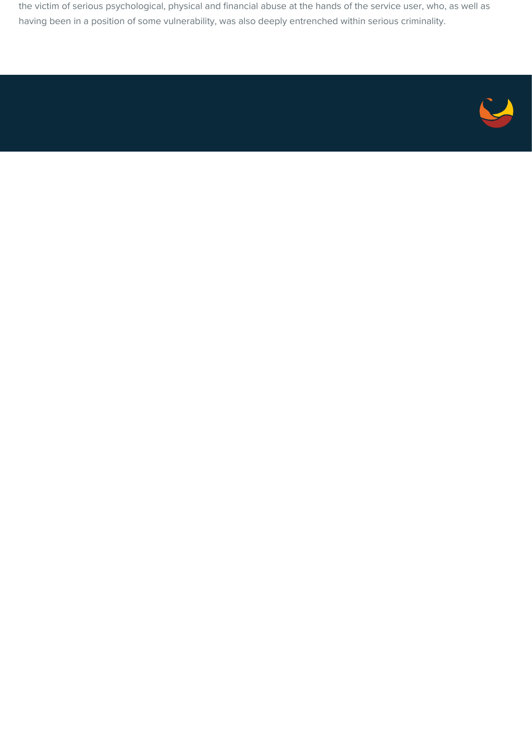the victim of serious psychological, physical and financial abuse at the hands of the service user, who, as well as having been in a position of some vulnerability, was also deeply entrenched within serious criminality.